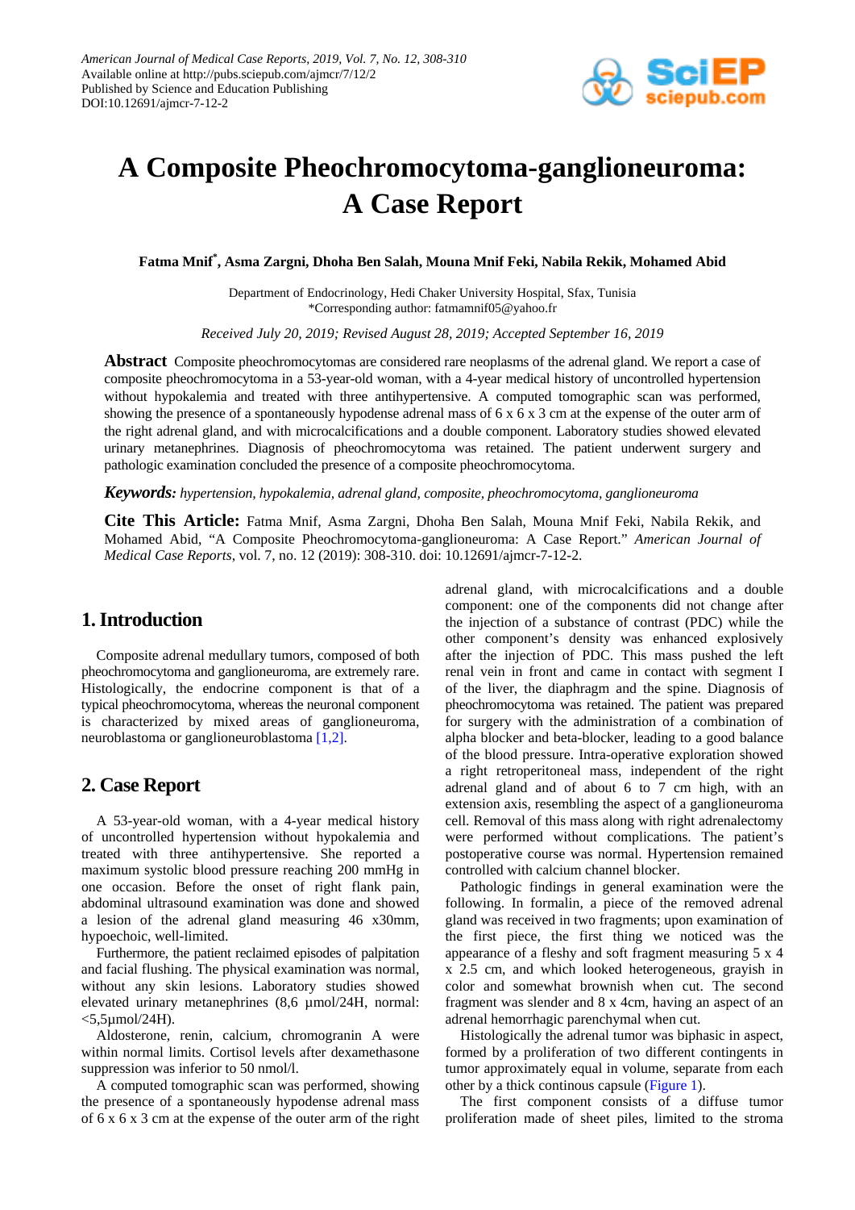# A Composite Pheochromocytoma-ganglioneuroma: A Case Report

**Fatma Mnif*, Asma Zargni, Dhoha Ben Salah, Mouna Mnif Feki, Nabila Rekik, Mohamed Abid**

Department of Endocrinology, Hedi Chaker University Hospital, Sfax, Tunisia
*Corresponding author: fatmamnif05@yahoo.fr

*Received July 20, 2019; Revised August 28, 2019; Accepted September 16, 2019*

**Abstract** Composite pheochromocytomas are considered rare neoplasms of the adrenal gland. We report a case of composite pheochromocytoma in a 53-year-old woman, with a 4-year medical history of uncontrolled hypertension without hypokalemia and treated with three antihypertensive. A computed tomographic scan was performed, showing the presence of a spontaneously hypodense adrenal mass of 6 x 6 x 3 cm at the expense of the outer arm of the right adrenal gland, and with microcalcifications and a double component. Laboratory studies showed elevated urinary metanephrines. Diagnosis of pheochromocytoma was retained. The patient underwent surgery and pathologic examination concluded the presence of a composite pheochromocytoma.

***Keywords:*** *hypertension, hypokalemia, adrenal gland, composite, pheochromocytoma, ganglioneuroma*

**Cite This Article:** Fatma Mnif, Asma Zargni, Dhoha Ben Salah, Mouna Mnif Feki, Nabila Rekik, and Mohamed Abid, "A Composite Pheochromocytoma-ganglioneuroma: A Case Report." *American Journal of Medical Case Reports*, vol. 7, no. 12 (2019): 308-310. doi: 10.12691/ajmcr-7-12-2.

## 1. Introduction

Composite adrenal medullary tumors, composed of both pheochromocytoma and ganglioneuroma, are extremely rare. Histologically, the endocrine component is that of a typical pheochromocytoma, whereas the neuronal component is characterized by mixed areas of ganglioneuroma, neuroblastoma or ganglioneuroblastoma [1,2].

## 2. Case Report

A 53-year-old woman, with a 4-year medical history of uncontrolled hypertension without hypokalemia and treated with three antihypertensive. She reported a maximum systolic blood pressure reaching 200 mmHg in one occasion. Before the onset of right flank pain, abdominal ultrasound examination was done and showed a lesion of the adrenal gland measuring 46 x30mm, hypoechoic, well-limited.

Furthermore, the patient reclaimed episodes of palpitation and facial flushing. The physical examination was normal, without any skin lesions. Laboratory studies showed elevated urinary metanephrines (8,6 µmol/24H, normal: <5,5µmol/24H).

Aldosterone, renin, calcium, chromogranin A were within normal limits. Cortisol levels after dexamethasone suppression was inferior to 50 nmol/l.

A computed tomographic scan was performed, showing the presence of a spontaneously hypodense adrenal mass of 6 x 6 x 3 cm at the expense of the outer arm of the right adrenal gland, with microcalcifications and a double component: one of the components did not change after the injection of a substance of contrast (PDC) while the other component's density was enhanced explosively after the injection of PDC. This mass pushed the left renal vein in front and came in contact with segment I of the liver, the diaphragm and the spine. Diagnosis of pheochromocytoma was retained. The patient was prepared for surgery with the administration of a combination of alpha blocker and beta-blocker, leading to a good balance of the blood pressure. Intra-operative exploration showed a right retroperitoneal mass, independent of the right adrenal gland and of about 6 to 7 cm high, with an extension axis, resembling the aspect of a ganglioneuroma cell. Removal of this mass along with right adrenalectomy were performed without complications. The patient's postoperative course was normal. Hypertension remained controlled with calcium channel blocker.

Pathologic findings in general examination were the following. In formalin, a piece of the removed adrenal gland was received in two fragments; upon examination of the first piece, the first thing we noticed was the appearance of a fleshy and soft fragment measuring 5 x 4 x 2.5 cm, and which looked heterogeneous, grayish in color and somewhat brownish when cut. The second fragment was slender and 8 x 4cm, having an aspect of an adrenal hemorrhagic parenchymal when cut.

Histologically the adrenal tumor was biphasic in aspect, formed by a proliferation of two different contingents in tumor approximately equal in volume, separate from each other by a thick continous capsule (Figure 1).

The first component consists of a diffuse tumor proliferation made of sheet piles, limited to the stroma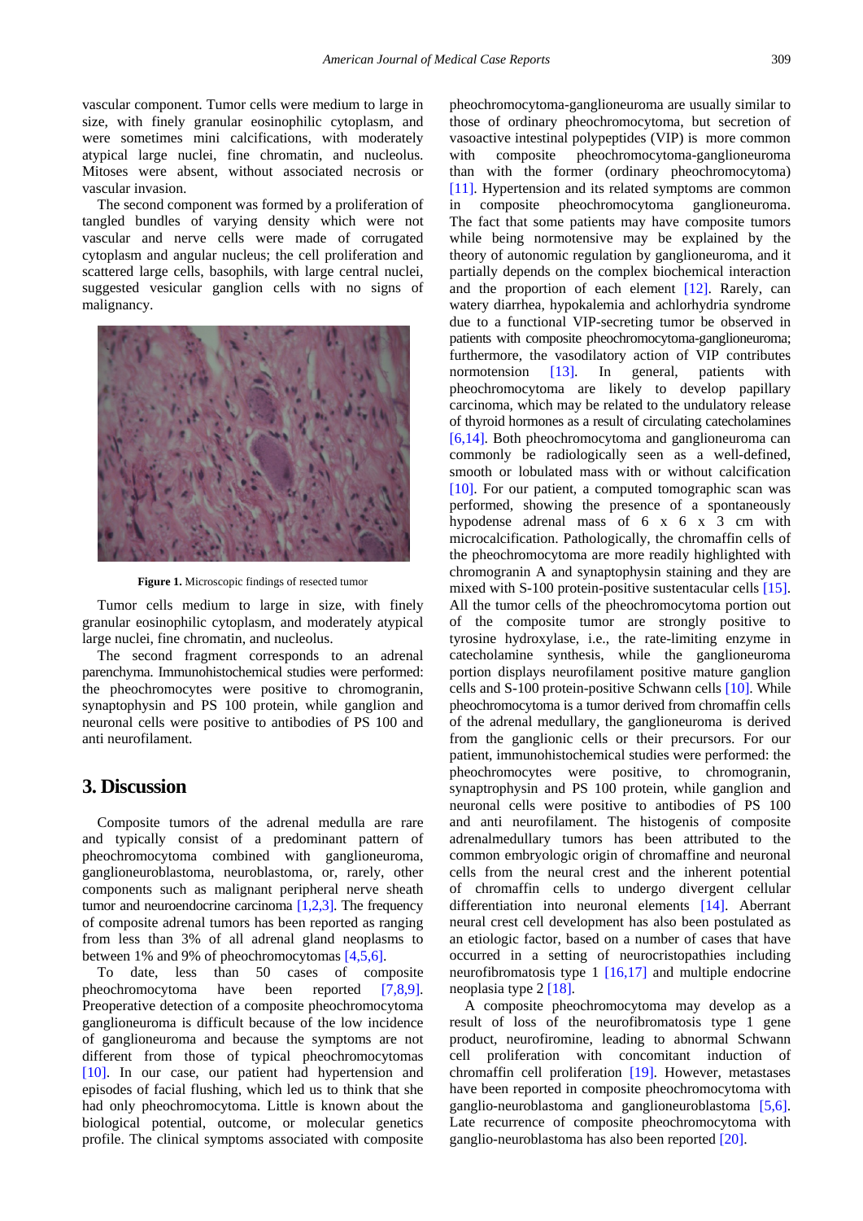vascular component. Tumor cells were medium to large in size, with finely granular eosinophilic cytoplasm, and were sometimes mini calcifications, with moderately atypical large nuclei, fine chromatin, and nucleolus. Mitoses were absent, without associated necrosis or vascular invasion.

The second component was formed by a proliferation of tangled bundles of varying density which were not vascular and nerve cells were made of corrugated cytoplasm and angular nucleus; the cell proliferation and scattered large cells, basophils, with large central nuclei, suggested vesicular ganglion cells with no signs of malignancy.

**Figure 1.** Microscopic findings of resected tumor

Tumor cells medium to large in size, with finely granular eosinophilic cytoplasm, and moderately atypical large nuclei, fine chromatin, and nucleolus.

The second fragment corresponds to an adrenal parenchyma. Immunohistochemical studies were performed: the pheochromocytes were positive to chromogranin, synaptophysin and PS 100 protein, while ganglion and neuronal cells were positive to antibodies of PS 100 and anti neurofilament.

## 3. Discussion

Composite tumors of the adrenal medulla are rare and typically consist of a predominant pattern of pheochromocytoma combined with ganglioneuroma, ganglioneuroblastoma, neuroblastoma, or, rarely, other components such as malignant peripheral nerve sheath tumor and neuroendocrine carcinoma [1,2,3]. The frequency of composite adrenal tumors has been reported as ranging from less than 3% of all adrenal gland neoplasms to between 1% and 9% of pheochromocytomas [4,5,6].

To date, less than 50 cases of composite pheochromocytoma have been reported [7,8,9]. Preoperative detection of a composite pheochromocytoma ganglioneuroma is difficult because of the low incidence of ganglioneuroma and because the symptoms are not different from those of typical pheochromocytomas [10]. In our case, our patient had hypertension and episodes of facial flushing, which led us to think that she had only pheochromocytoma. Little is known about the biological potential, outcome, or molecular genetics profile. The clinical symptoms associated with composite pheochromocytoma-ganglioneuroma are usually similar to those of ordinary pheochromocytoma, but secretion of vasoactive intestinal polypeptides (VIP) is more common with composite pheochromocytoma-ganglioneuroma than with the former (ordinary pheochromocytoma) [11]. Hypertension and its related symptoms are common in composite pheochromocytoma ganglioneuroma. The fact that some patients may have composite tumors while being normotensive may be explained by the theory of autonomic regulation by ganglioneuroma, and it partially depends on the complex biochemical interaction and the proportion of each element [12]. Rarely, can watery diarrhea, hypokalemia and achlorhydria syndrome due to a functional VIP-secreting tumor be observed in patients with composite pheochromocytoma-ganglioneuroma; furthermore, the vasodilatory action of VIP contributes normotension [13]. In general, patients with pheochromocytoma are likely to develop papillary carcinoma, which may be related to the undulatory release of thyroid hormones as a result of circulating catecholamines [6,14]. Both pheochromocytoma and ganglioneuroma can commonly be radiologically seen as a well-defined, smooth or lobulated mass with or without calcification [10]. For our patient, a computed tomographic scan was performed, showing the presence of a spontaneously hypodense adrenal mass of 6 x 6 x 3 cm with microcalcification. Pathologically, the chromaffin cells of the pheochromocytoma are more readily highlighted with chromogranin A and synaptophysin staining and they are mixed with S-100 protein-positive sustentacular cells [15]. All the tumor cells of the pheochromocytoma portion out of the composite tumor are strongly positive to tyrosine hydroxylase, i.e., the rate-limiting enzyme in catecholamine synthesis, while the ganglioneuroma portion displays neurofilament positive mature ganglion cells and S-100 protein-positive Schwann cells [10]. While pheochromocytoma is a tumor derived from chromaffin cells of the adrenal medullary, the ganglioneuroma is derived from the ganglionic cells or their precursors. For our patient, immunohistochemical studies were performed: the pheochromocytes were positive, to chromogranin, synaptrophysin and PS 100 protein, while ganglion and neuronal cells were positive to antibodies of PS 100 and anti neurofilament. The histogenis of composite adrenalmedullary tumors has been attributed to the common embryologic origin of chromaffine and neuronal cells from the neural crest and the inherent potential of chromaffin cells to undergo divergent cellular differentiation into neuronal elements [14]. Aberrant neural crest cell development has also been postulated as an etiologic factor, based on a number of cases that have occurred in a setting of neurocristopathies including neurofibromatosis type 1 [16,17] and multiple endocrine neoplasia type 2 [18].

A composite pheochromocytoma may develop as a result of loss of the neurofibromatosis type 1 gene product, neurofiromine, leading to abnormal Schwann cell proliferation with concomitant induction of chromaffin cell proliferation [19]. However, metastases have been reported in composite pheochromocytoma with ganglio-neuroblastoma and ganglioneuroblastoma [5,6]. Late recurrence of composite pheochromocytoma with ganglio-neuroblastoma has also been reported [20].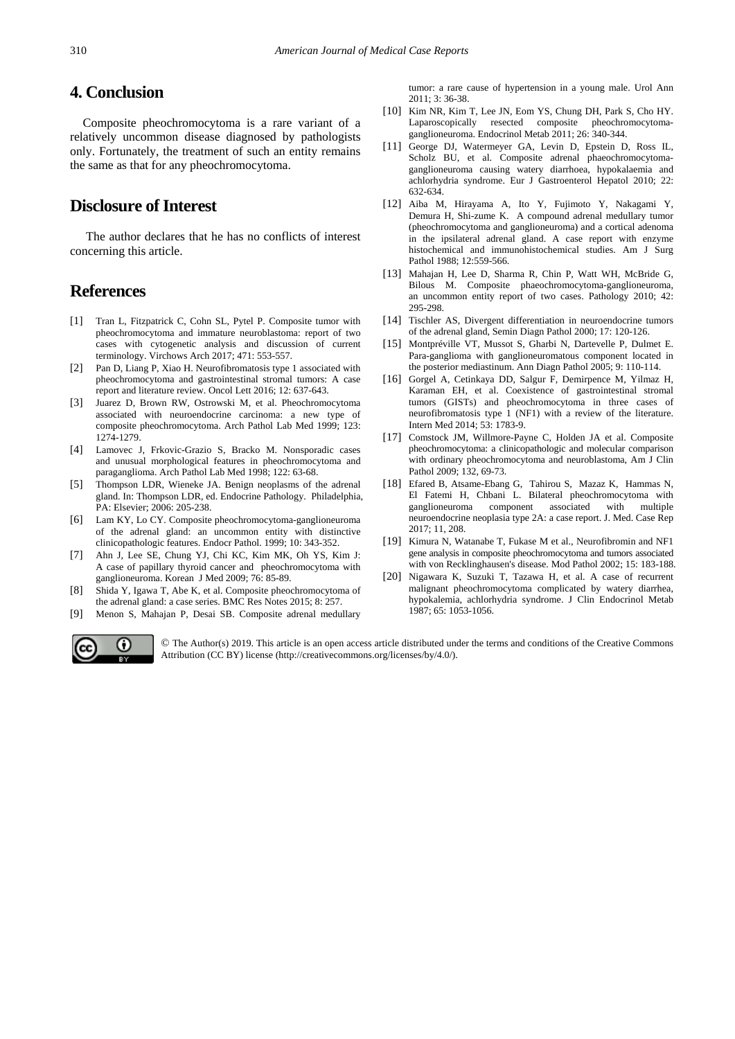## 4. Conclusion

Composite pheochromocytoma is a rare variant of a relatively uncommon disease diagnosed by pathologists only. Fortunately, the treatment of such an entity remains the same as that for any pheochromocytoma.

## Disclosure of Interest

The author declares that he has no conflicts of interest concerning this article.

## References

[1] Tran L, Fitzpatrick C, Cohn SL, Pytel P. Composite tumor with pheochromocytoma and immature neuroblastoma: report of two cases with cytogenetic analysis and discussion of current terminology. Virchows Arch 2017; 471: 553-557.

[2] Pan D, Liang P, Xiao H. Neurofibromatosis type 1 associated with pheochromocytoma and gastrointestinal stromal tumors: A case report and literature review. Oncol Lett 2016; 12: 637-643.

[3] Juarez D, Brown RW, Ostrowski M, et al. Pheochromocytoma associated with neuroendocrine carcinoma: a new type of composite pheochromocytoma. Arch Pathol Lab Med 1999; 123: 1274-1279.

[4] Lamovec J, Frkovic-Grazio S, Bracko M. Nonsporadic cases and unusual morphological features in pheochromocytoma and paraganglioma. Arch Pathol Lab Med 1998; 122: 63-68.

[5] Thompson LDR, Wieneke JA. Benign neoplasms of the adrenal gland. In: Thompson LDR, ed. Endocrine Pathology. Philadelphia, PA: Elsevier; 2006: 205-238.

[6] Lam KY, Lo CY. Composite pheochromocytoma-ganglioneuroma of the adrenal gland: an uncommon entity with distinctive clinicopathologic features. Endocr Pathol. 1999; 10: 343-352.

[7] Ahn J, Lee SE, Chung YJ, Chi KC, Kim MK, Oh YS, Kim J: A case of papillary thyroid cancer and pheochromocytoma with ganglioneuroma. Korean J Med 2009; 76: 85-89.

[8] Shida Y, Igawa T, Abe K, et al. Composite pheochromocytoma of the adrenal gland: a case series. BMC Res Notes 2015; 8: 257.

[9] Menon S, Mahajan P, Desai SB. Composite adrenal medullary tumor: a rare cause of hypertension in a young male. Urol Ann 2011; 3: 36-38.

[10] Kim NR, Kim T, Lee JN, Eom YS, Chung DH, Park S, Cho HY. Laparoscopically resected composite pheochromocytoma-ganglioneuroma. Endocrinol Metab 2011; 26: 340-344.

[11] George DJ, Watermeyer GA, Levin D, Epstein D, Ross IL, Scholz BU, et al. Composite adrenal phaeochromocytoma-ganglioneuroma causing watery diarrhoea, hypokalaemia and achlorhydria syndrome. Eur J Gastroenterol Hepatol 2010; 22: 632-634.

[12] Aiba M, Hirayama A, Ito Y, Fujimoto Y, Nakagami Y, Demura H, Shi-zume K. A compound adrenal medullary tumor (pheochromocytoma and ganglioneuroma) and a cortical adenoma in the ipsilateral adrenal gland. A case report with enzyme histochemical and immunohistochemical studies. Am J Surg Pathol 1988; 12:559-566.

[13] Mahajan H, Lee D, Sharma R, Chin P, Watt WH, McBride G, Bilous M. Composite phaeochromocytoma-ganglioneuroma, an uncommon entity report of two cases. Pathology 2010; 42: 295-298.

[14] Tischler AS, Divergent differentiation in neuroendocrine tumors of the adrenal gland, Semin Diagn Pathol 2000; 17: 120-126.

[15] Montpréville VT, Mussot S, Gharbi N, Dartevelle P, Dulmet E. Para-ganglioma with ganglioneuromatous component located in the posterior mediastinum. Ann Diagn Pathol 2005; 9: 110-114.

[16] Gorgel A, Cetinkaya DD, Salgur F, Demirpence M, Yilmaz H, Karaman EH, et al. Coexistence of gastrointestinal stromal tumors (GISTs) and pheochromocytoma in three cases of neurofibromatosis type 1 (NF1) with a review of the literature. Intern Med 2014; 53: 1783-9.

[17] Comstock JM, Willmore-Payne C, Holden JA et al. Composite pheochromocytoma: a clinicopathologic and molecular comparison with ordinary pheochromocytoma and neuroblastoma, Am J Clin Pathol 2009; 132, 69-73.

[18] Efared B, Atsame-Ebang G, Tahirou S, Mazaz K, Hammas N, El Fatemi H, Chbani L. Bilateral pheochromocytoma with ganglioneuroma component associated with multiple neuroendocrine neoplasia type 2A: a case report. J. Med. Case Rep 2017; 11, 208.

[19] Kimura N, Watanabe T, Fukase M et al., Neurofibromin and NF1 gene analysis in composite pheochromocytoma and tumors associated with von Recklinghausen's disease. Mod Pathol 2002; 15: 183-188.

[20] Nigawara K, Suzuki T, Tazawa H, et al. A case of recurrent malignant pheochromocytoma complicated by watery diarrhea, hypokalemia, achlorhydria syndrome. J Clin Endocrinol Metab 1987; 65: 1053-1056.

© The Author(s) 2019. This article is an open access article distributed under the terms and conditions of the Creative Commons Attribution (CC BY) license (http://creativecommons.org/licenses/by/4.0/).